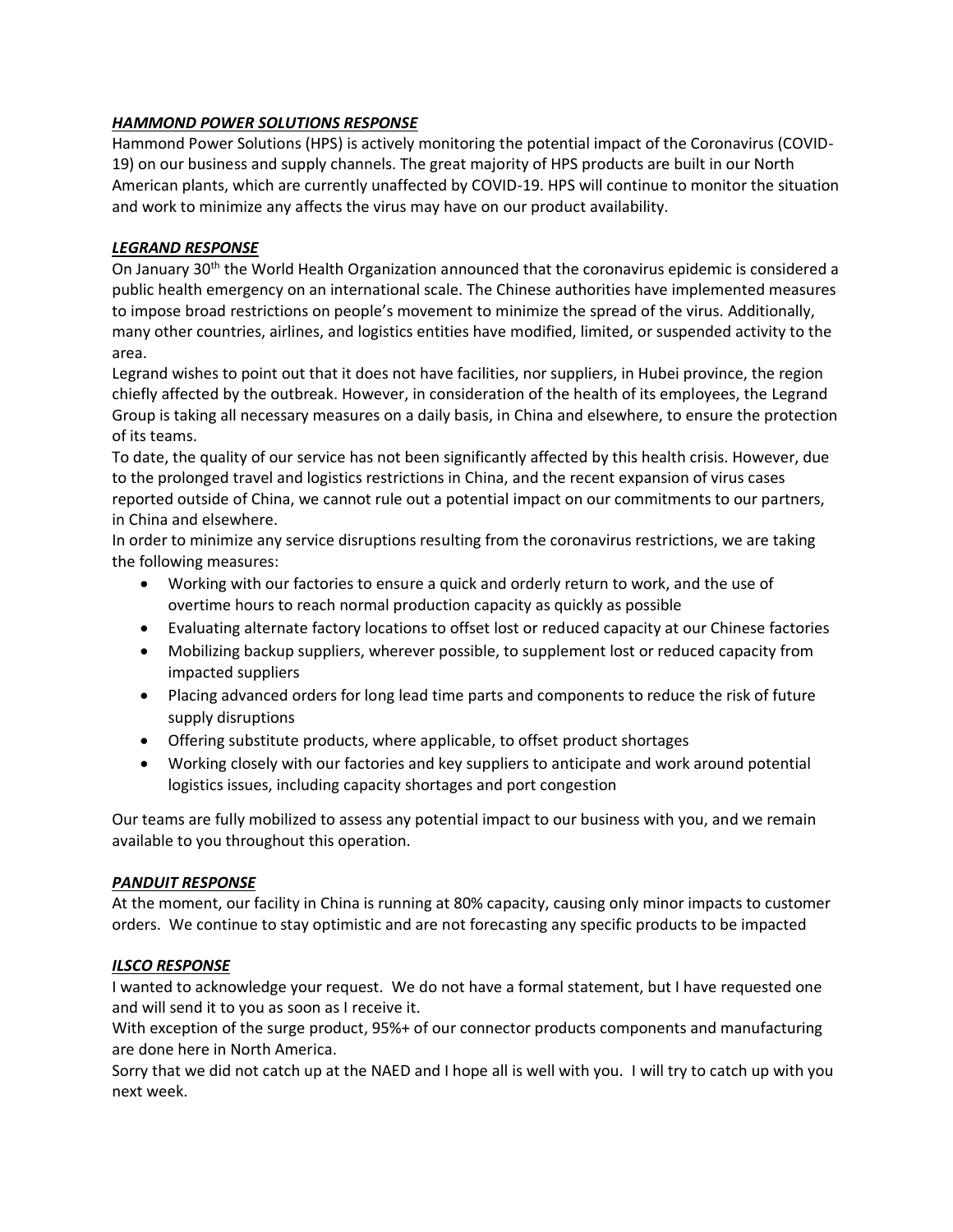***HAMMOND POWER SOLUTIONS RESPONSE***

Hammond Power Solutions (HPS) is actively monitoring the potential impact of the Coronavirus (COVID-19) on our business and supply channels. The great majority of HPS products are built in our North American plants, which are currently unaffected by COVID-19. HPS will continue to monitor the situation and work to minimize any affects the virus may have on our product availability.

***LEGRAND RESPONSE***

On January 30th the World Health Organization announced that the coronavirus epidemic is considered a public health emergency on an international scale. The Chinese authorities have implemented measures to impose broad restrictions on people's movement to minimize the spread of the virus. Additionally, many other countries, airlines, and logistics entities have modified, limited, or suspended activity to the area.

Legrand wishes to point out that it does not have facilities, nor suppliers, in Hubei province, the region chiefly affected by the outbreak. However, in consideration of the health of its employees, the Legrand Group is taking all necessary measures on a daily basis, in China and elsewhere, to ensure the protection of its teams.

To date, the quality of our service has not been significantly affected by this health crisis. However, due to the prolonged travel and logistics restrictions in China, and the recent expansion of virus cases reported outside of China, we cannot rule out a potential impact on our commitments to our partners, in China and elsewhere.

In order to minimize any service disruptions resulting from the coronavirus restrictions, we are taking the following measures:

- Working with our factories to ensure a quick and orderly return to work, and the use of overtime hours to reach normal production capacity as quickly as possible
- Evaluating alternate factory locations to offset lost or reduced capacity at our Chinese factories
- Mobilizing backup suppliers, wherever possible, to supplement lost or reduced capacity from impacted suppliers
- Placing advanced orders for long lead time parts and components to reduce the risk of future supply disruptions
- Offering substitute products, where applicable, to offset product shortages
- Working closely with our factories and key suppliers to anticipate and work around potential logistics issues, including capacity shortages and port congestion

Our teams are fully mobilized to assess any potential impact to our business with you, and we remain available to you throughout this operation.

***PANDUIT RESPONSE***

At the moment, our facility in China is running at 80% capacity, causing only minor impacts to customer orders. We continue to stay optimistic and are not forecasting any specific products to be impacted

***ILSCO RESPONSE***

I wanted to acknowledge your request. We do not have a formal statement, but I have requested one and will send it to you as soon as I receive it.

With exception of the surge product, 95%+ of our connector products components and manufacturing are done here in North America.

Sorry that we did not catch up at the NAED and I hope all is well with you. I will try to catch up with you next week.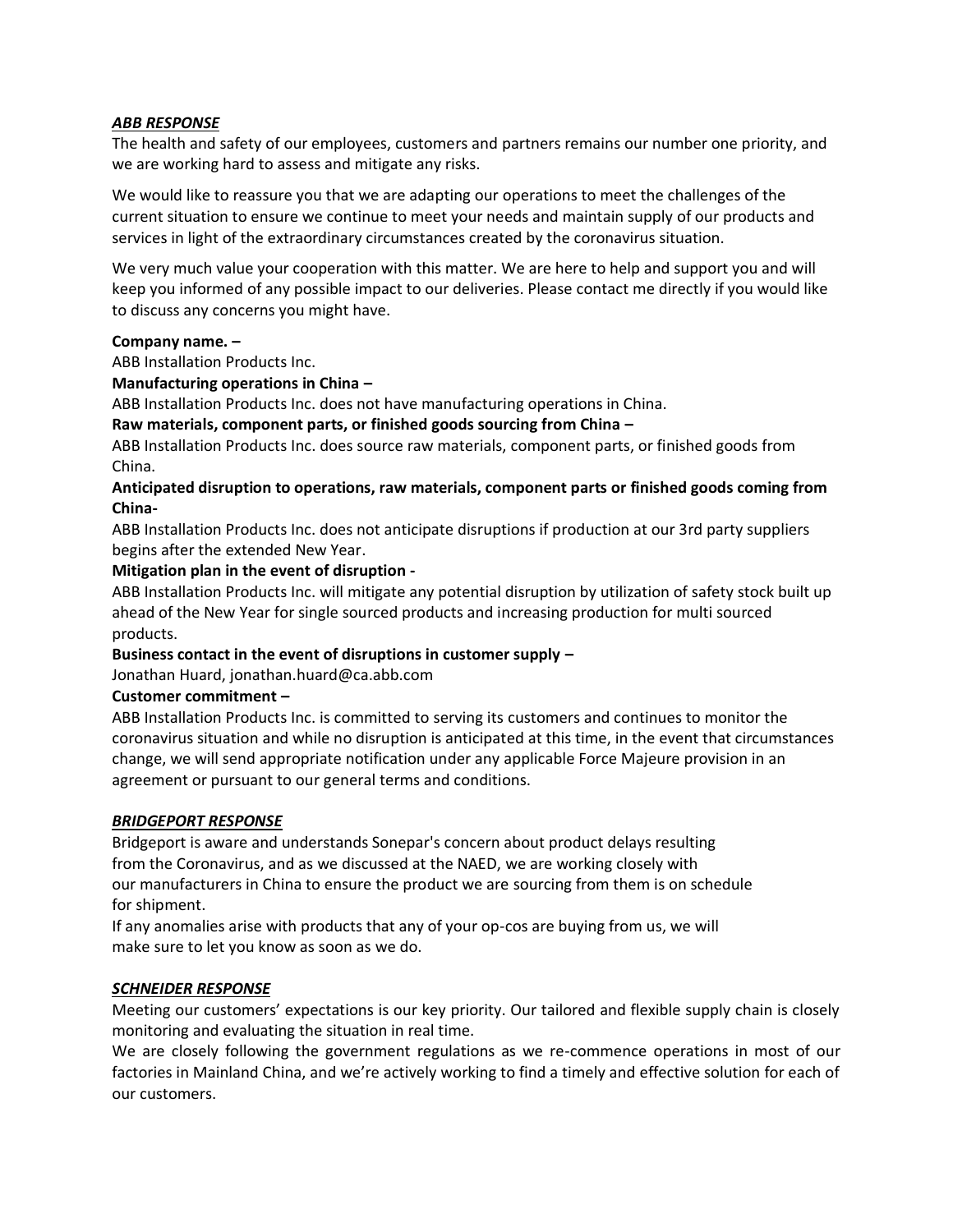### ***ABB RESPONSE***

The health and safety of our employees, customers and partners remains our number one priority, and we are working hard to assess and mitigate any risks.

We would like to reassure you that we are adapting our operations to meet the challenges of the current situation to ensure we continue to meet your needs and maintain supply of our products and services in light of the extraordinary circumstances created by the coronavirus situation.

We very much value your cooperation with this matter. We are here to help and support you and will keep you informed of any possible impact to our deliveries. Please contact me directly if you would like to discuss any concerns you might have.

**Company name. –**
ABB Installation Products Inc.

**Manufacturing operations in China –**
ABB Installation Products Inc. does not have manufacturing operations in China.

**Raw materials, component parts, or finished goods sourcing from China –**
ABB Installation Products Inc. does source raw materials, component parts, or finished goods from China.

**Anticipated disruption to operations, raw materials, component parts or finished goods coming from China-**
ABB Installation Products Inc. does not anticipate disruptions if production at our 3rd party suppliers begins after the extended New Year.

**Mitigation plan in the event of disruption -**
ABB Installation Products Inc. will mitigate any potential disruption by utilization of safety stock built up ahead of the New Year for single sourced products and increasing production for multi sourced products.

**Business contact in the event of disruptions in customer supply –**
Jonathan Huard, jonathan.huard@ca.abb.com

**Customer commitment –**
ABB Installation Products Inc. is committed to serving its customers and continues to monitor the coronavirus situation and while no disruption is anticipated at this time, in the event that circumstances change, we will send appropriate notification under any applicable Force Majeure provision in an agreement or pursuant to our general terms and conditions.

### ***BRIDGEPORT RESPONSE***

Bridgeport is aware and understands Sonepar's concern about product delays resulting from the Coronavirus, and as we discussed at the NAED, we are working closely with our manufacturers in China to ensure the product we are sourcing from them is on schedule for shipment.

If any anomalies arise with products that any of your op-cos are buying from us, we will make sure to let you know as soon as we do.

### ***SCHNEIDER RESPONSE***

Meeting our customers' expectations is our key priority. Our tailored and flexible supply chain is closely monitoring and evaluating the situation in real time.

We are closely following the government regulations as we re-commence operations in most of our factories in Mainland China, and we're actively working to find a timely and effective solution for each of our customers.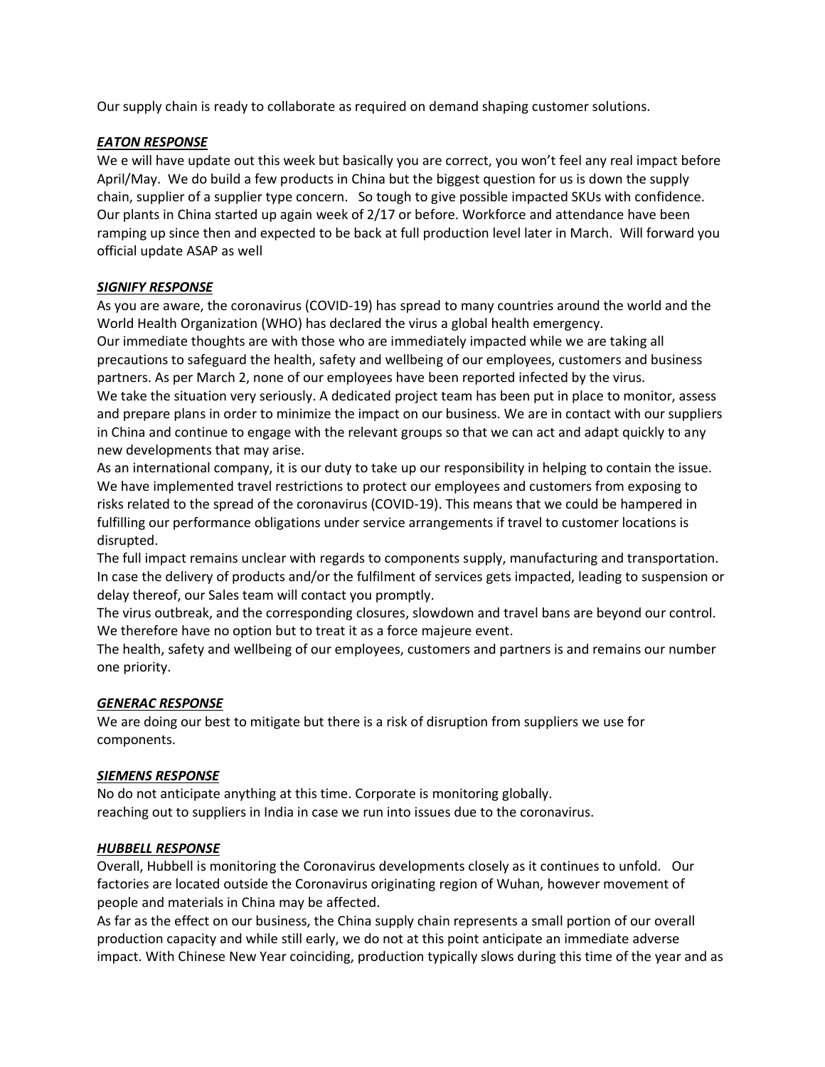Our supply chain is ready to collaborate as required on demand shaping customer solutions.

***EATON RESPONSE***

We e will have update out this week but basically you are correct, you won't feel any real impact before April/May. We do build a few products in China but the biggest question for us is down the supply chain, supplier of a supplier type concern. So tough to give possible impacted SKUs with confidence. Our plants in China started up again week of 2/17 or before. Workforce and attendance have been ramping up since then and expected to be back at full production level later in March. Will forward you official update ASAP as well

***SIGNIFY RESPONSE***

As you are aware, the coronavirus (COVID-19) has spread to many countries around the world and the World Health Organization (WHO) has declared the virus a global health emergency.

Our immediate thoughts are with those who are immediately impacted while we are taking all precautions to safeguard the health, safety and wellbeing of our employees, customers and business partners. As per March 2, none of our employees have been reported infected by the virus.

We take the situation very seriously. A dedicated project team has been put in place to monitor, assess and prepare plans in order to minimize the impact on our business. We are in contact with our suppliers in China and continue to engage with the relevant groups so that we can act and adapt quickly to any new developments that may arise.

As an international company, it is our duty to take up our responsibility in helping to contain the issue. We have implemented travel restrictions to protect our employees and customers from exposing to risks related to the spread of the coronavirus (COVID-19). This means that we could be hampered in fulfilling our performance obligations under service arrangements if travel to customer locations is disrupted.

The full impact remains unclear with regards to components supply, manufacturing and transportation. In case the delivery of products and/or the fulfilment of services gets impacted, leading to suspension or delay thereof, our Sales team will contact you promptly.

The virus outbreak, and the corresponding closures, slowdown and travel bans are beyond our control. We therefore have no option but to treat it as a force majeure event.

The health, safety and wellbeing of our employees, customers and partners is and remains our number one priority.

***GENERAC RESPONSE***

We are doing our best to mitigate but there is a risk of disruption from suppliers we use for components.

***SIEMENS RESPONSE***

No do not anticipate anything at this time. Corporate is monitoring globally.
reaching out to suppliers in India in case we run into issues due to the coronavirus.

***HUBBELL RESPONSE***

Overall, Hubbell is monitoring the Coronavirus developments closely as it continues to unfold. Our factories are located outside the Coronavirus originating region of Wuhan, however movement of people and materials in China may be affected.

As far as the effect on our business, the China supply chain represents a small portion of our overall production capacity and while still early, we do not at this point anticipate an immediate adverse impact. With Chinese New Year coinciding, production typically slows during this time of the year and as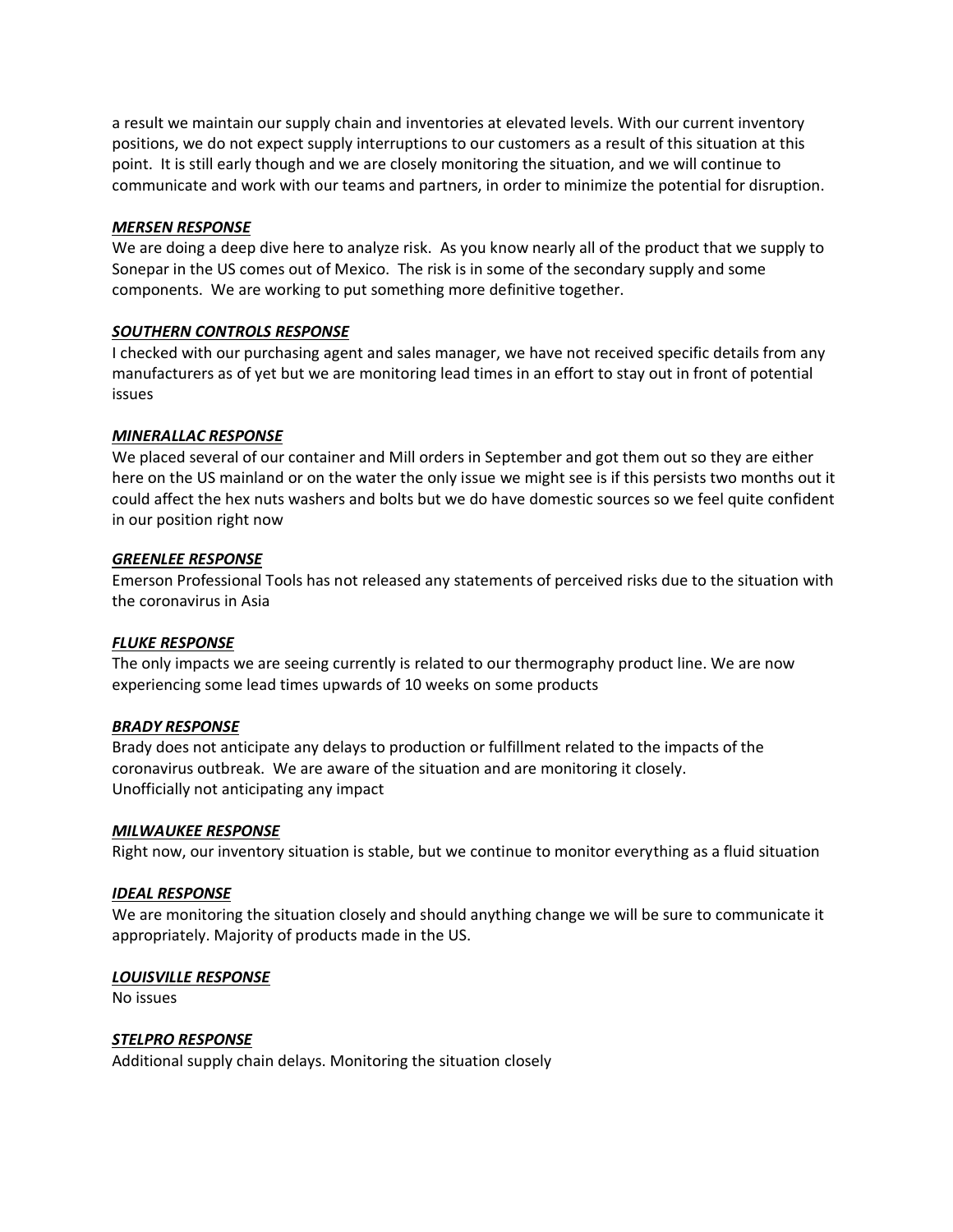a result we maintain our supply chain and inventories at elevated levels. With our current inventory positions, we do not expect supply interruptions to our customers as a result of this situation at this point. It is still early though and we are closely monitoring the situation, and we will continue to communicate and work with our teams and partners, in order to minimize the potential for disruption.

***MERSEN RESPONSE***

We are doing a deep dive here to analyze risk. As you know nearly all of the product that we supply to Sonepar in the US comes out of Mexico. The risk is in some of the secondary supply and some components. We are working to put something more definitive together.

***SOUTHERN CONTROLS RESPONSE***

I checked with our purchasing agent and sales manager, we have not received specific details from any manufacturers as of yet but we are monitoring lead times in an effort to stay out in front of potential issues

***MINERALLAC RESPONSE***

We placed several of our container and Mill orders in September and got them out so they are either here on the US mainland or on the water the only issue we might see is if this persists two months out it could affect the hex nuts washers and bolts but we do have domestic sources so we feel quite confident in our position right now

***GREENLEE RESPONSE***

Emerson Professional Tools has not released any statements of perceived risks due to the situation with the coronavirus in Asia

***FLUKE RESPONSE***

The only impacts we are seeing currently is related to our thermography product line. We are now experiencing some lead times upwards of 10 weeks on some products

***BRADY RESPONSE***

Brady does not anticipate any delays to production or fulfillment related to the impacts of the coronavirus outbreak. We are aware of the situation and are monitoring it closely.
Unofficially not anticipating any impact

***MILWAUKEE RESPONSE***

Right now, our inventory situation is stable, but we continue to monitor everything as a fluid situation

***IDEAL RESPONSE***

We are monitoring the situation closely and should anything change we will be sure to communicate it appropriately. Majority of products made in the US.

***LOUISVILLE RESPONSE***

No issues

***STELPRO RESPONSE***

Additional supply chain delays. Monitoring the situation closely